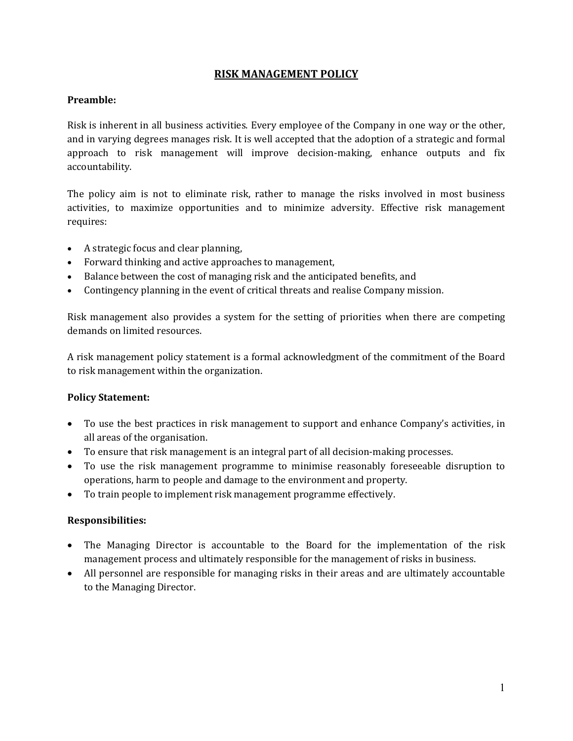# RISK MANAGEMENT POLICY

**Preamble:**

Risk is inherent in all business activities. Every employee of the Company in one way or the other, and in varying degrees manages risk. It is well accepted that the adoption of a strategic and formal approach to risk management will improve decision-making, enhance outputs and fix accountability.

The policy aim is not to eliminate risk, rather to manage the risks involved in most business activities, to maximize opportunities and to minimize adversity. Effective risk management requires:

- A strategic focus and clear planning,
- Forward thinking and active approaches to management,
- Balance between the cost of managing risk and the anticipated benefits, and
- Contingency planning in the event of critical threats and realise Company mission.

Risk management also provides a system for the setting of priorities when there are competing demands on limited resources.

A risk management policy statement is a formal acknowledgment of the commitment of the Board to risk management within the organization.

**Policy Statement:**

- To use the best practices in risk management to support and enhance Company's activities, in all areas of the organisation.
- To ensure that risk management is an integral part of all decision-making processes.
- To use the risk management programme to minimise reasonably foreseeable disruption to operations, harm to people and damage to the environment and property.
- To train people to implement risk management programme effectively.

**Responsibilities:**

- The Managing Director is accountable to the Board for the implementation of the risk management process and ultimately responsible for the management of risks in business.
- All personnel are responsible for managing risks in their areas and are ultimately accountable to the Managing Director.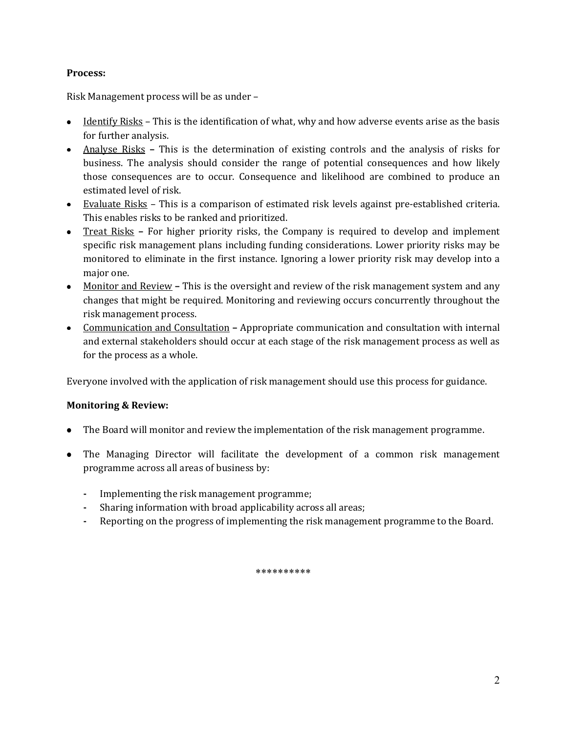**Process:**

Risk Management process will be as under –

- Identify Risks – This is the identification of what, why and how adverse events arise as the basis for further analysis.
- Analyse Risks – This is the determination of existing controls and the analysis of risks for business. The analysis should consider the range of potential consequences and how likely those consequences are to occur. Consequence and likelihood are combined to produce an estimated level of risk.
- Evaluate Risks – This is a comparison of estimated risk levels against pre-established criteria. This enables risks to be ranked and prioritized.
- Treat Risks – For higher priority risks, the Company is required to develop and implement specific risk management plans including funding considerations. Lower priority risks may be monitored to eliminate in the first instance. Ignoring a lower priority risk may develop into a major one.
- Monitor and Review – This is the oversight and review of the risk management system and any changes that might be required. Monitoring and reviewing occurs concurrently throughout the risk management process.
- Communication and Consultation – Appropriate communication and consultation with internal and external stakeholders should occur at each stage of the risk management process as well as for the process as a whole.

Everyone involved with the application of risk management should use this process for guidance.

**Monitoring & Review:**

- The Board will monitor and review the implementation of the risk management programme.
- The Managing Director will facilitate the development of a common risk management programme across all areas of business by:
  - Implementing the risk management programme;
  - Sharing information with broad applicability across all areas;
  - Reporting on the progress of implementing the risk management programme to the Board.

**********